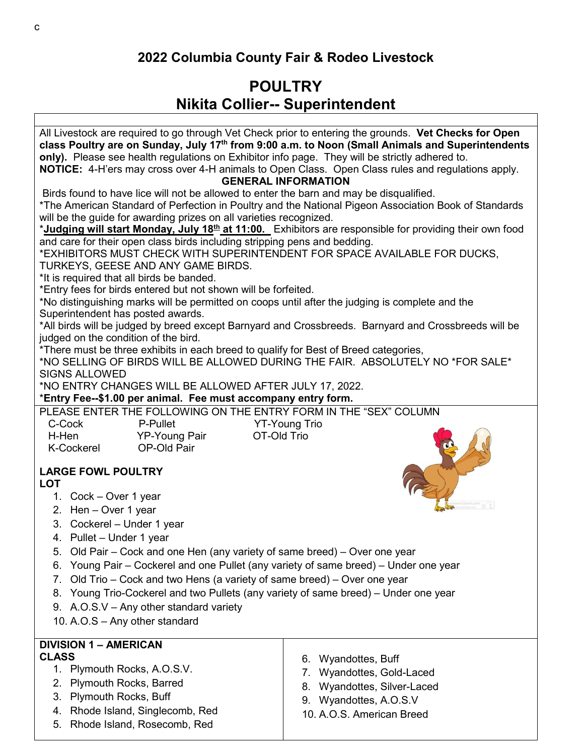c

## 2022 Columbia County Fair & Rodeo Livestock

# POULTRY
## Nikita Collier-- Superintendent

All Livestock are required to go through Vet Check prior to entering the grounds. **Vet Checks for Open class Poultry are on Sunday, July 17th from 9:00 a.m. to Noon (Small Animals and Superintendents only).** Please see health regulations on Exhibitor info page. They will be strictly adhered to.

**NOTICE:** 4-H'ers may cross over 4-H animals to Open Class. Open Class rules and regulations apply.

**GENERAL INFORMATION**

Birds found to have lice will not be allowed to enter the barn and may be disqualified.

*The American Standard of Perfection in Poultry and the National Pigeon Association Book of Standards will be the guide for awarding prizes on all varieties recognized.

*__Judging will start Monday, July 18th at 11:00.__ Exhibitors are responsible for providing their own food and care for their open class birds including stripping pens and bedding.

*EXHIBITORS MUST CHECK WITH SUPERINTENDENT FOR SPACE AVAILABLE FOR DUCKS, TURKEYS, GEESE AND ANY GAME BIRDS.

*It is required that all birds be banded.

*Entry fees for birds entered but not shown will be forfeited.

*No distinguishing marks will be permitted on coops until after the judging is complete and the Superintendent has posted awards.

*All birds will be judged by breed except Barnyard and Crossbreeds. Barnyard and Crossbreeds will be judged on the condition of the bird.

*There must be three exhibits in each breed to qualify for Best of Breed categories,

*NO SELLING OF BIRDS WILL BE ALLOWED DURING THE FAIR. ABSOLUTELY NO *FOR SALE* SIGNS ALLOWED

*NO ENTRY CHANGES WILL BE ALLOWED AFTER JULY 17, 2022.

***Entry Fee--$1.00 per animal. Fee must accompany entry form.**

PLEASE ENTER THE FOLLOWING ON THE ENTRY FORM IN THE "SEX" COLUMN

| | | |
|---|---|---|
| C-Cock | P-Pullet | YT-Young Trio |
| H-Hen | YP-Young Pair | OT-Old Trio |
| K-Cockerel | OP-Old Pair | |

**LARGE FOWL POULTRY**
**LOT**

1. Cock – Over 1 year
2. Hen – Over 1 year
3. Cockerel – Under 1 year
4. Pullet – Under 1 year
5. Old Pair – Cock and one Hen (any variety of same breed) – Over one year
6. Young Pair – Cockerel and one Pullet (any variety of same breed) – Under one year
7. Old Trio – Cock and two Hens (a variety of same breed) – Over one year
8. Young Trio-Cockerel and two Pullets (any variety of same breed) – Under one year
9. A.O.S.V – Any other standard variety
10. A.O.S – Any other standard

**DIVISION 1 – AMERICAN**
**CLASS**

1. Plymouth Rocks, A.O.S.V.
2. Plymouth Rocks, Barred
3. Plymouth Rocks, Buff
4. Rhode Island, Singlecomb, Red
5. Rhode Island, Rosecomb, Red
6. Wyandottes, Buff
7. Wyandottes, Gold-Laced
8. Wyandottes, Silver-Laced
9. Wyandottes, A.O.S.V
10. A.O.S. American Breed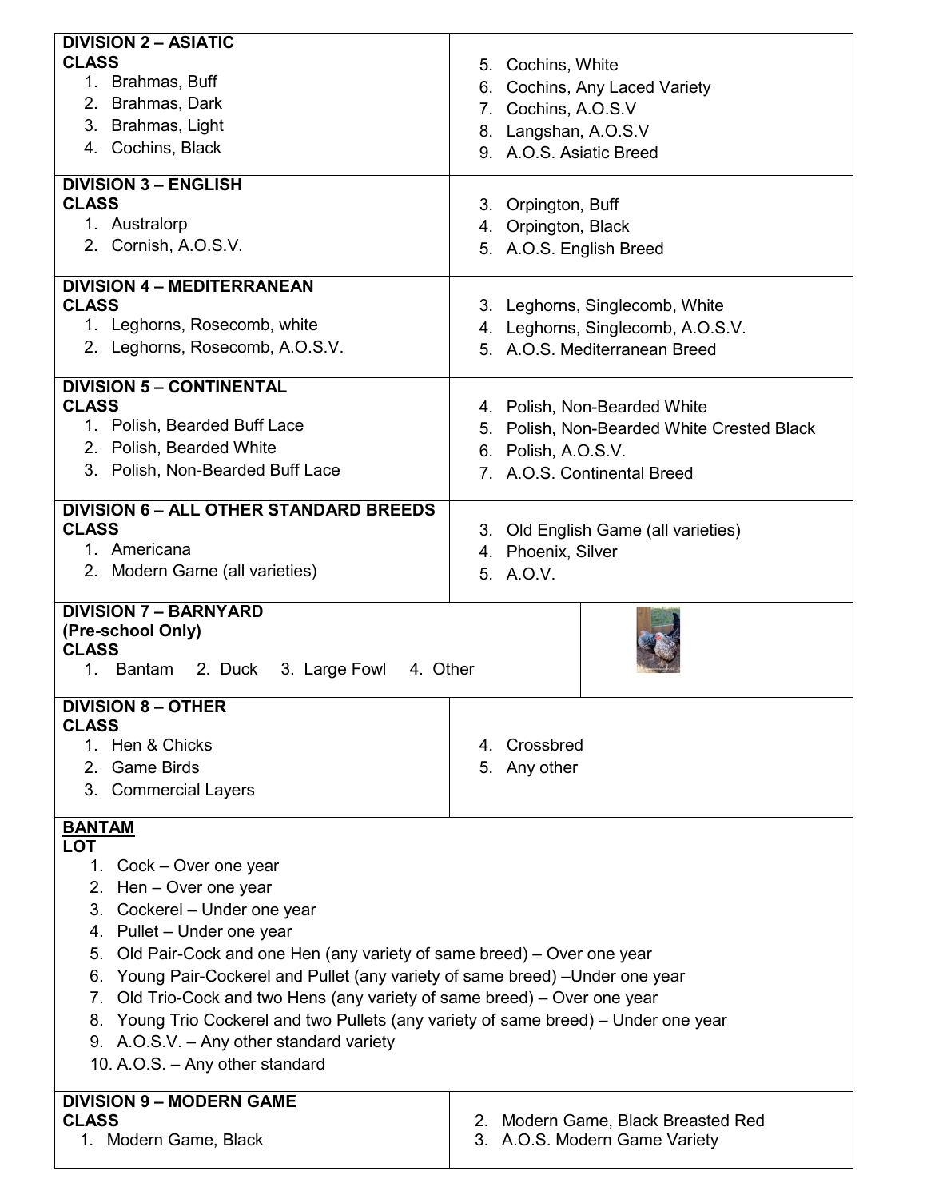### DIVISION 2 – ASIATIC

**CLASS**

1. Brahmas, Buff
2. Brahmas, Dark
3. Brahmas, Light
4. Cochins, Black
5. Cochins, White
6. Cochins, Any Laced Variety
7. Cochins, A.O.S.V
8. Langshan, A.O.S.V
9. A.O.S. Asiatic Breed

### DIVISION 3 – ENGLISH

**CLASS**

1. Australorp
2. Cornish, A.O.S.V.
3. Orpington, Buff
4. Orpington, Black
5. A.O.S. English Breed

### DIVISION 4 – MEDITERRANEAN

**CLASS**

1. Leghorns, Rosecomb, white
2. Leghorns, Rosecomb, A.O.S.V.
3. Leghorns, Singlecomb, White
4. Leghorns, Singlecomb, A.O.S.V.
5. A.O.S. Mediterranean Breed

### DIVISION 5 – CONTINENTAL

**CLASS**

1. Polish, Bearded Buff Lace
2. Polish, Bearded White
3. Polish, Non-Bearded Buff Lace
4. Polish, Non-Bearded White
5. Polish, Non-Bearded White Crested Black
6. Polish, A.O.S.V.
7. A.O.S. Continental Breed

### DIVISION 6 – ALL OTHER STANDARD BREEDS

**CLASS**

1. Americana
2. Modern Game (all varieties)
3. Old English Game (all varieties)
4. Phoenix, Silver
5. A.O.V.

### DIVISION 7 – BARNYARD
**(Pre-school Only)**

**CLASS**

1. Bantam 2. Duck 3. Large Fowl 4. Other

### DIVISION 8 – OTHER

**CLASS**

1. Hen & Chicks
2. Game Birds
3. Commercial Layers
4. Crossbred
5. Any other

### BANTAM

**LOT**

1. Cock – Over one year
2. Hen – Over one year
3. Cockerel – Under one year
4. Pullet – Under one year
5. Old Pair-Cock and one Hen (any variety of same breed) – Over one year
6. Young Pair-Cockerel and Pullet (any variety of same breed) –Under one year
7. Old Trio-Cock and two Hens (any variety of same breed) – Over one year
8. Young Trio Cockerel and two Pullets (any variety of same breed) – Under one year
9. A.O.S.V. – Any other standard variety
10. A.O.S. – Any other standard

### DIVISION 9 – MODERN GAME

**CLASS**

1. Modern Game, Black
2. Modern Game, Black Breasted Red
3. A.O.S. Modern Game Variety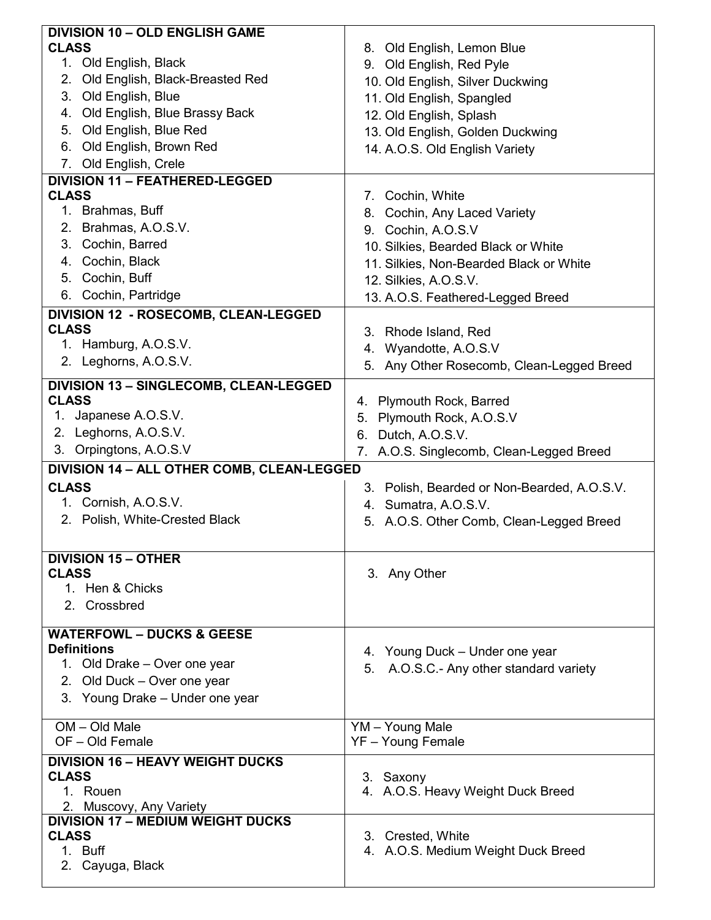**DIVISION 10 – OLD ENGLISH GAME**
**CLASS**

1. Old English, Black
2. Old English, Black-Breasted Red
3. Old English, Blue
4. Old English, Blue Brassy Back
5. Old English, Blue Red
6. Old English, Brown Red
7. Old English, Crele
8. Old English, Lemon Blue
9. Old English, Red Pyle
10. Old English, Silver Duckwing
11. Old English, Spangled
12. Old English, Splash
13. Old English, Golden Duckwing
14. A.O.S. Old English Variety

**DIVISION 11 – FEATHERED-LEGGED**
**CLASS**

1. Brahmas, Buff
2. Brahmas, A.O.S.V.
3. Cochin, Barred
4. Cochin, Black
5. Cochin, Buff
6. Cochin, Partridge
7. Cochin, White
8. Cochin, Any Laced Variety
9. Cochin, A.O.S.V
10. Silkies, Bearded Black or White
11. Silkies, Non-Bearded Black or White
12. Silkies, A.O.S.V.
13. A.O.S. Feathered-Legged Breed

**DIVISION 12 - ROSECOMB, CLEAN-LEGGED**
**CLASS**

1. Hamburg, A.O.S.V.
2. Leghorns, A.O.S.V.
3. Rhode Island, Red
4. Wyandotte, A.O.S.V
5. Any Other Rosecomb, Clean-Legged Breed

**DIVISION 13 – SINGLECOMB, CLEAN-LEGGED**
**CLASS**

1. Japanese A.O.S.V.
2. Leghorns, A.O.S.V.
3. Orpingtons, A.O.S.V
4. Plymouth Rock, Barred
5. Plymouth Rock, A.O.S.V
6. Dutch, A.O.S.V.
7. A.O.S. Singlecomb, Clean-Legged Breed

**DIVISION 14 – ALL OTHER COMB, CLEAN-LEGGED**
**CLASS**

1. Cornish, A.O.S.V.
2. Polish, White-Crested Black
3. Polish, Bearded or Non-Bearded, A.O.S.V.
4. Sumatra, A.O.S.V.
5. A.O.S. Other Comb, Clean-Legged Breed

**DIVISION 15 – OTHER**
**CLASS**

1. Hen & Chicks
2. Crossbred
3. Any Other

**WATERFOWL – DUCKS & GEESE**
**Definitions**

1. Old Drake – Over one year
2. Old Duck – Over one year
3. Young Drake – Under one year
4. Young Duck – Under one year
5. A.O.S.C.- Any other standard variety

OM – Old Male
OF – Old Female
YM – Young Male
YF – Young Female

**DIVISION 16 – HEAVY WEIGHT DUCKS**
**CLASS**

1. Rouen
2. Muscovy, Any Variety
3. Saxony
4. A.O.S. Heavy Weight Duck Breed

**DIVISION 17 – MEDIUM WEIGHT DUCKS**
**CLASS**

1. Buff
2. Cayuga, Black
3. Crested, White
4. A.O.S. Medium Weight Duck Breed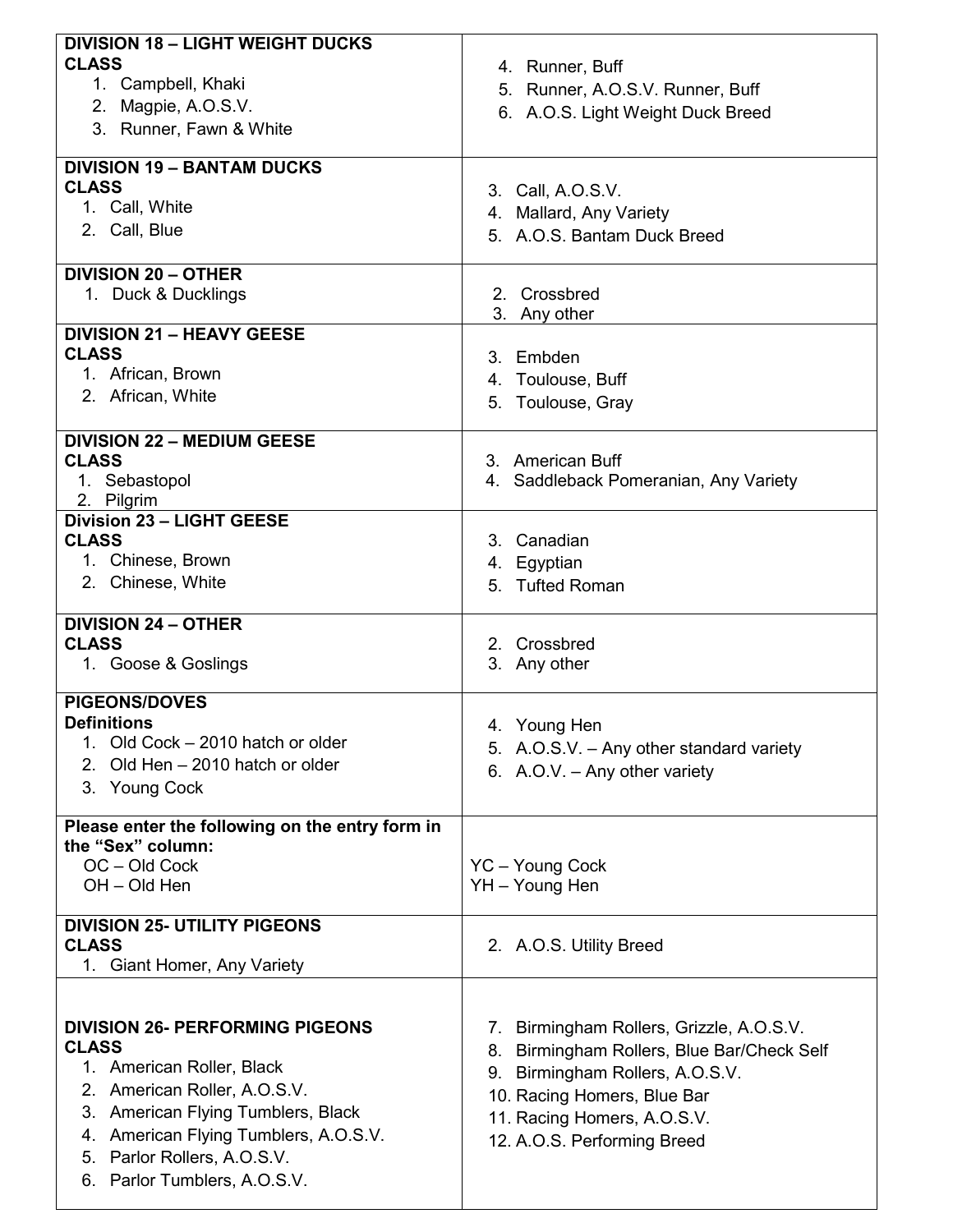**DIVISION 18 – LIGHT WEIGHT DUCKS**
**CLASS**

1. Campbell, Khaki
2. Magpie, A.O.S.V.
3. Runner, Fawn & White
4. Runner, Buff
5. Runner, A.O.S.V. Runner, Buff
6. A.O.S. Light Weight Duck Breed

**DIVISION 19 – BANTAM DUCKS**
**CLASS**

1. Call, White
2. Call, Blue
3. Call, A.O.S.V.
4. Mallard, Any Variety
5. A.O.S. Bantam Duck Breed

**DIVISION 20 – OTHER**

1. Duck & Ducklings
2. Crossbred
3. Any other

**DIVISION 21 – HEAVY GEESE**
**CLASS**

1. African, Brown
2. African, White
3. Embden
4. Toulouse, Buff
5. Toulouse, Gray

**DIVISION 22 – MEDIUM GEESE**
**CLASS**

1. Sebastopol
2. Pilgrim
3. American Buff
4. Saddleback Pomeranian, Any Variety

**Division 23 – LIGHT GEESE**
**CLASS**

1. Chinese, Brown
2. Chinese, White
3. Canadian
4. Egyptian
5. Tufted Roman

**DIVISION 24 – OTHER**
**CLASS**

1. Goose & Goslings
2. Crossbred
3. Any other

**PIGEONS/DOVES**
**Definitions**

1. Old Cock – 2010 hatch or older
2. Old Hen – 2010 hatch or older
3. Young Cock
4. Young Hen
5. A.O.S.V. – Any other standard variety
6. A.O.V. – Any other variety

**Please enter the following on the entry form in the "Sex" column:**

OC – Old Cock
OH – Old Hen
YC – Young Cock
YH – Young Hen

**DIVISION 25- UTILITY PIGEONS**
**CLASS**

1. Giant Homer, Any Variety
2. A.O.S. Utility Breed

**DIVISION 26- PERFORMING PIGEONS**
**CLASS**

1. American Roller, Black
2. American Roller, A.O.S.V.
3. American Flying Tumblers, Black
4. American Flying Tumblers, A.O.S.V.
5. Parlor Rollers, A.O.S.V.
6. Parlor Tumblers, A.O.S.V.
7. Birmingham Rollers, Grizzle, A.O.S.V.
8. Birmingham Rollers, Blue Bar/Check Self
9. Birmingham Rollers, A.O.S.V.
10. Racing Homers, Blue Bar
11. Racing Homers, A.O.S.V.
12. A.O.S. Performing Breed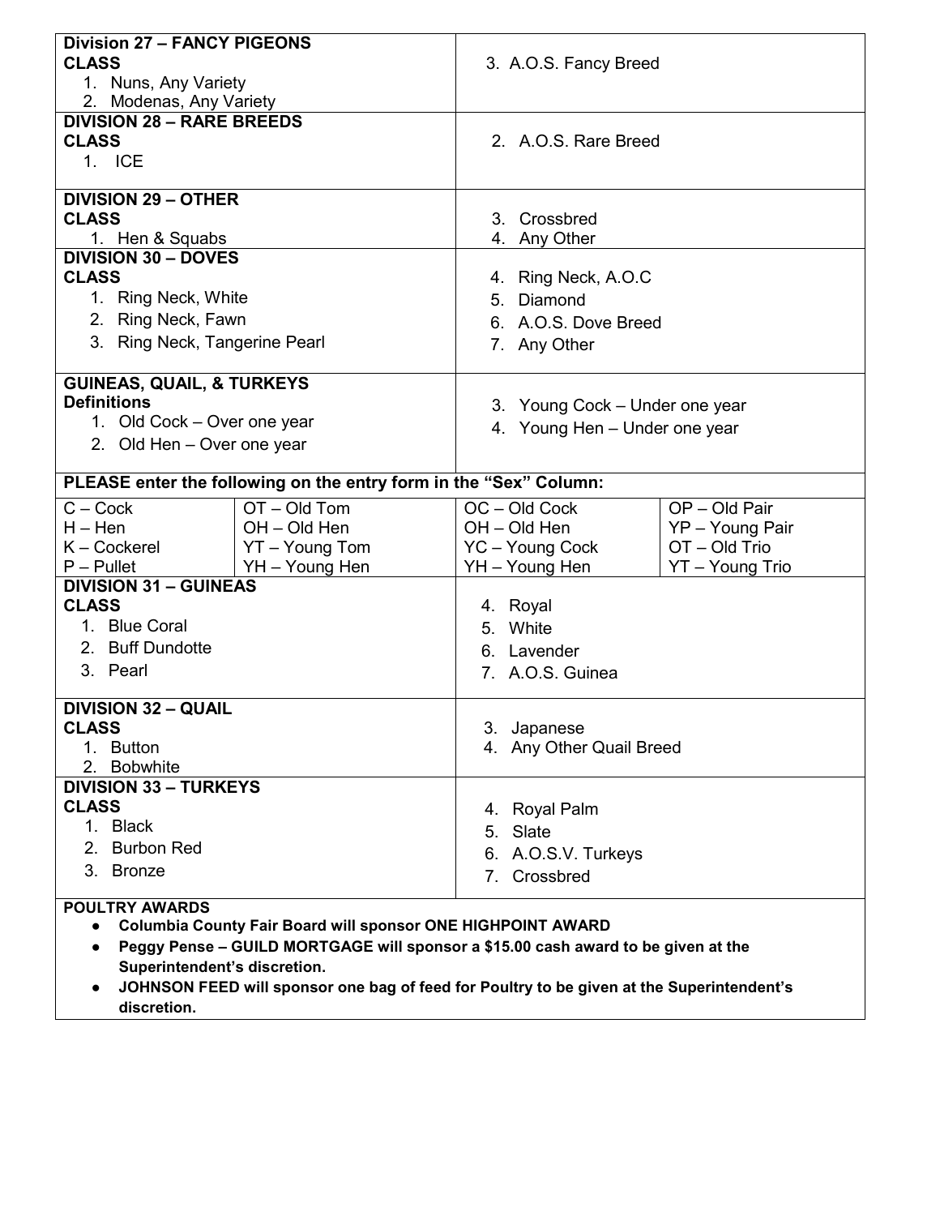**Division 27 – FANCY PIGEONS**
**CLASS**
1. Nuns, Any Variety
2. Modenas, Any Variety
3. A.O.S. Fancy Breed

**DIVISION 28 – RARE BREEDS**
**CLASS**
1. ICE
2. A.O.S. Rare Breed

**DIVISION 29 – OTHER**
**CLASS**
1. Hen & Squabs
3. Crossbred
4. Any Other

**DIVISION 30 – DOVES**
**CLASS**
1. Ring Neck, White
2. Ring Neck, Fawn
3. Ring Neck, Tangerine Pearl
4. Ring Neck, A.O.C
5. Diamond
6. A.O.S. Dove Breed
7. Any Other

**GUINEAS, QUAIL, & TURKEYS**
**Definitions**
1. Old Cock – Over one year
2. Old Hen – Over one year
3. Young Cock – Under one year
4. Young Hen – Under one year

**PLEASE enter the following on the entry form in the "Sex" Column:**

| | | | |
|---|---|---|---|
| C – Cock | OT – Old Tom | OC – Old Cock | OP – Old Pair |
| H – Hen | OH – Old Hen | OH – Old Hen | YP – Young Pair |
| K – Cockerel | YT – Young Tom | YC – Young Cock | OT – Old Trio |
| P – Pullet | YH – Young Hen | YH – Young Hen | YT – Young Trio |

**DIVISION 31 – GUINEAS**
**CLASS**
1. Blue Coral
2. Buff Dundotte
3. Pearl
4. Royal
5. White
6. Lavender
7. A.O.S. Guinea

**DIVISION 32 – QUAIL**
**CLASS**
1. Button
2. Bobwhite
3. Japanese
4. Any Other Quail Breed

**DIVISION 33 – TURKEYS**
**CLASS**
1. Black
2. Burbon Red
3. Bronze
4. Royal Palm
5. Slate
6. A.O.S.V. Turkeys
7. Crossbred

**POULTRY AWARDS**
- **Columbia County Fair Board will sponsor ONE HIGHPOINT AWARD**
- **Peggy Pense – GUILD MORTGAGE will sponsor a $15.00 cash award to be given at the Superintendent's discretion.**
- **JOHNSON FEED will sponsor one bag of feed for Poultry to be given at the Superintendent's discretion.**